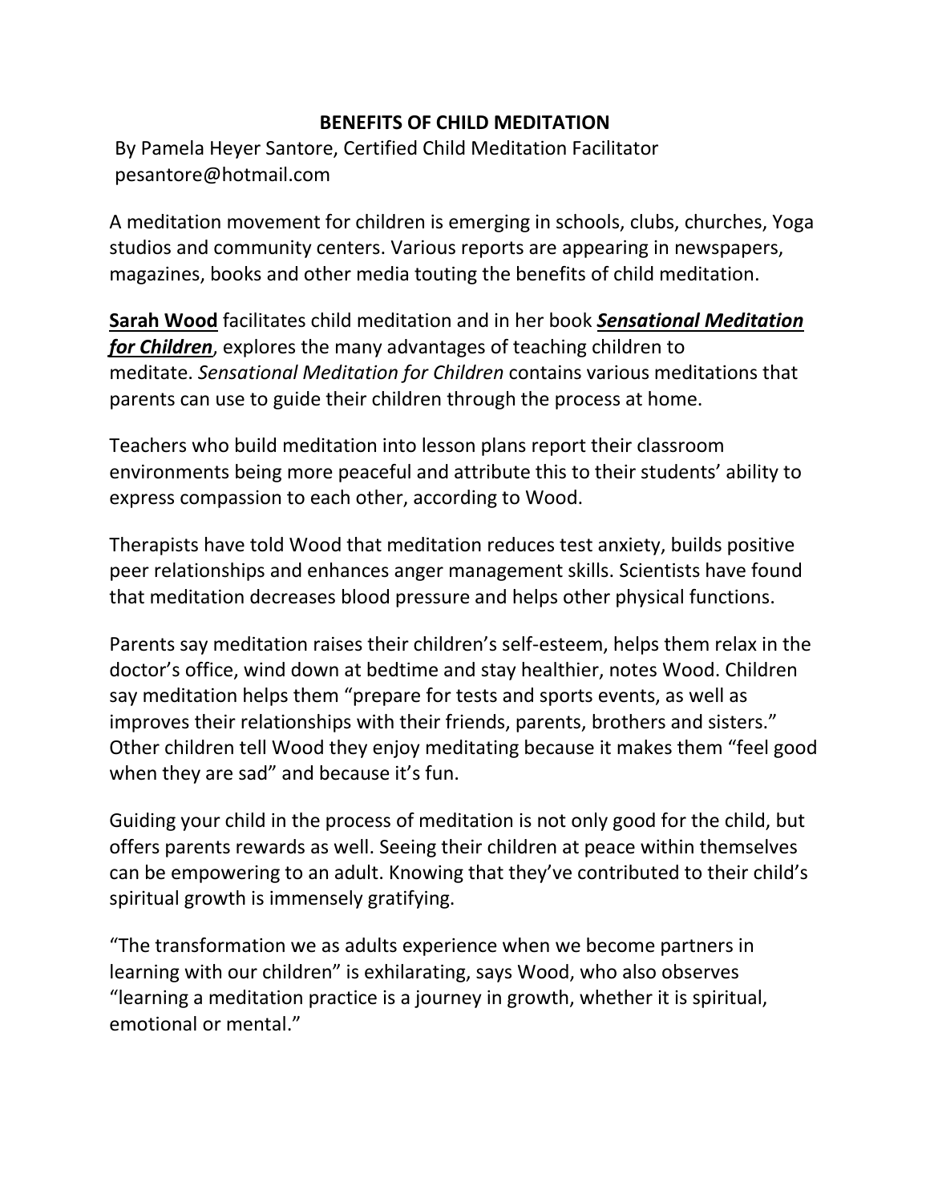# BENEFITS OF CHILD MEDITATION

By Pamela Heyer Santore, Certified Child Meditation Facilitator
pesantore@hotmail.com

A meditation movement for children is emerging in schools, clubs, churches, Yoga studios and community centers. Various reports are appearing in newspapers, magazines, books and other media touting the benefits of child meditation.

**Sarah Wood** facilitates child meditation and in her book ***Sensational Meditation for Children***, explores the many advantages of teaching children to meditate. *Sensational Meditation for Children* contains various meditations that parents can use to guide their children through the process at home.

Teachers who build meditation into lesson plans report their classroom environments being more peaceful and attribute this to their students' ability to express compassion to each other, according to Wood.

Therapists have told Wood that meditation reduces test anxiety, builds positive peer relationships and enhances anger management skills. Scientists have found that meditation decreases blood pressure and helps other physical functions.

Parents say meditation raises their children's self-esteem, helps them relax in the doctor's office, wind down at bedtime and stay healthier, notes Wood. Children say meditation helps them "prepare for tests and sports events, as well as improves their relationships with their friends, parents, brothers and sisters." Other children tell Wood they enjoy meditating because it makes them "feel good when they are sad" and because it's fun.

Guiding your child in the process of meditation is not only good for the child, but offers parents rewards as well. Seeing their children at peace within themselves can be empowering to an adult. Knowing that they've contributed to their child's spiritual growth is immensely gratifying.

"The transformation we as adults experience when we become partners in learning with our children" is exhilarating, says Wood, who also observes "learning a meditation practice is a journey in growth, whether it is spiritual, emotional or mental."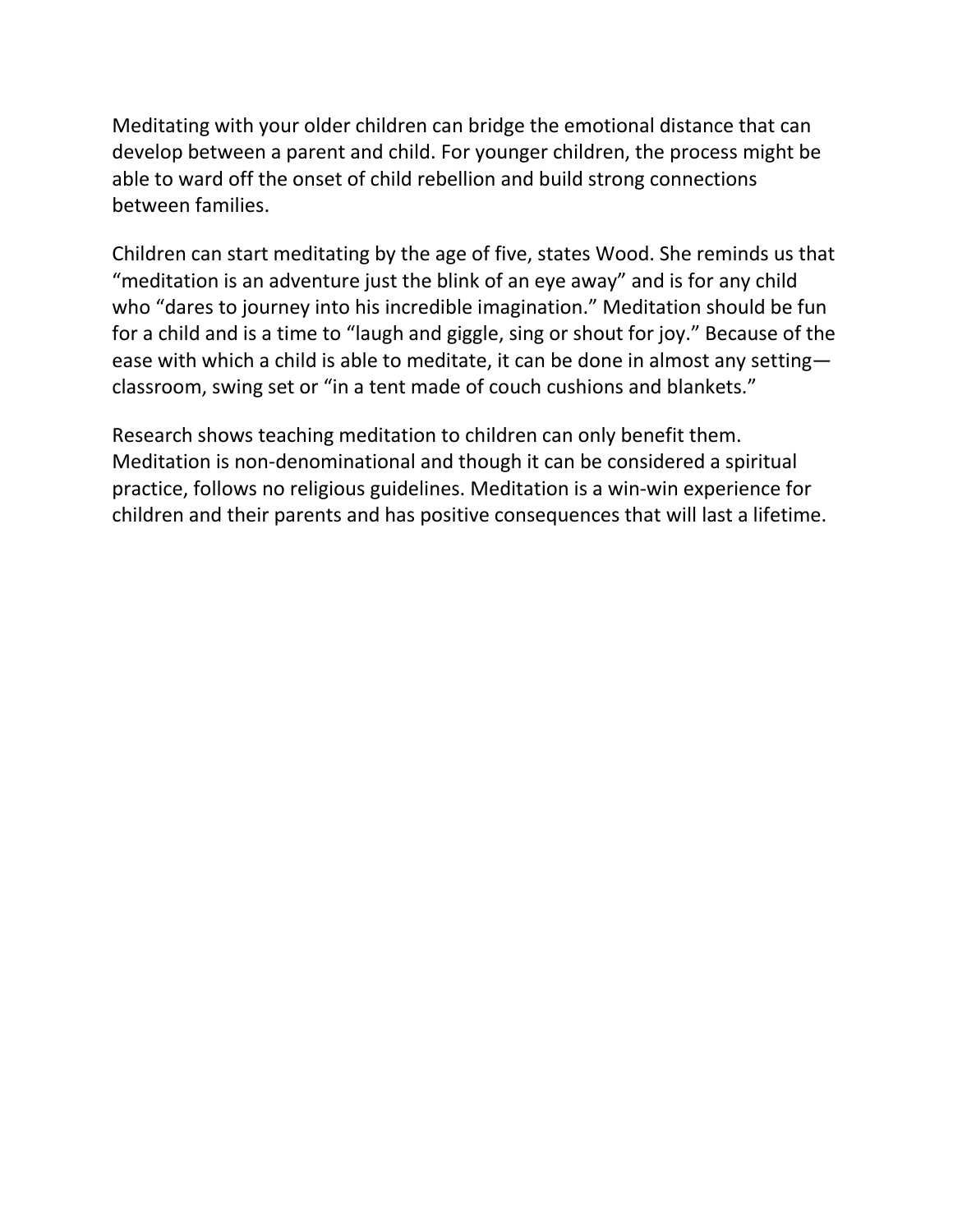Meditating with your older children can bridge the emotional distance that can develop between a parent and child. For younger children, the process might be able to ward off the onset of child rebellion and build strong connections between families.

Children can start meditating by the age of five, states Wood. She reminds us that “meditation is an adventure just the blink of an eye away” and is for any child who “dares to journey into his incredible imagination.” Meditation should be fun for a child and is a time to “laugh and giggle, sing or shout for joy.” Because of the ease with which a child is able to meditate, it can be done in almost any setting—classroom, swing set or “in a tent made of couch cushions and blankets.”

Research shows teaching meditation to children can only benefit them. Meditation is non-denominational and though it can be considered a spiritual practice, follows no religious guidelines. Meditation is a win-win experience for children and their parents and has positive consequences that will last a lifetime.